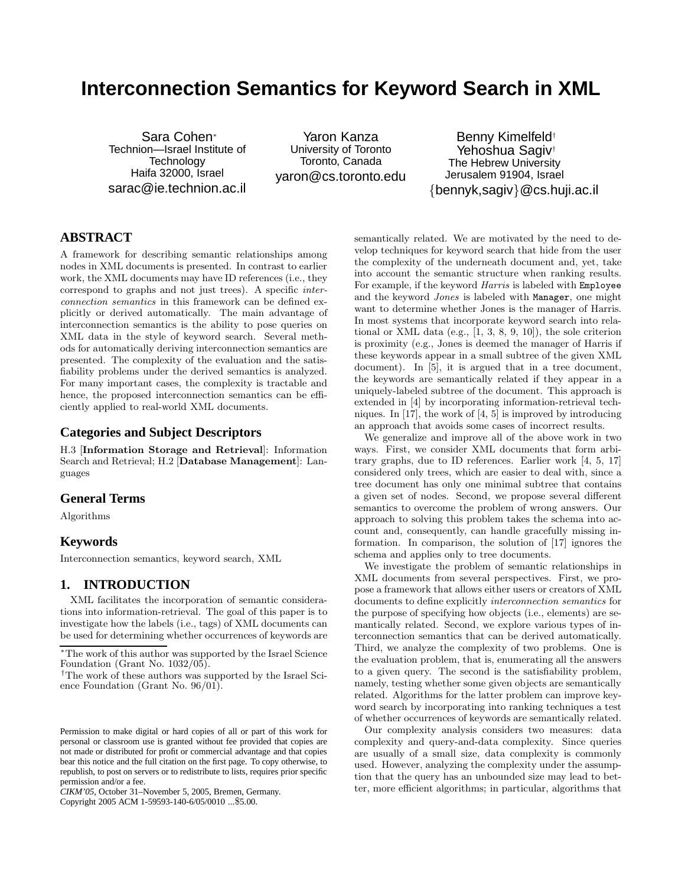# Interconnection Semantics for Keyword Search in XML

Sara Cohen[*]
Technion—Israel Institute of Technology
Haifa 32000, Israel
sarac@ie.technion.ac.il

Yaron Kanza
University of Toronto
Toronto, Canada
yaron@cs.toronto.edu

Benny Kimelfeld[†]
Yehoshua Sagiv[†]
The Hebrew University
Jerusalem 91904, Israel
{bennyk,sagiv}@cs.huji.ac.il

## ABSTRACT

A framework for describing semantic relationships among nodes in XML documents is presented. In contrast to earlier work, the XML documents may have ID references (i.e., they correspond to graphs and not just trees). A specific *interconnection semantics* in this framework can be defined explicitly or derived automatically. The main advantage of interconnection semantics is the ability to pose queries on XML data in the style of keyword search. Several methods for automatically deriving interconnection semantics are presented. The complexity of the evaluation and the satisfiability problems under the derived semantics is analyzed. For many important cases, the complexity is tractable and hence, the proposed interconnection semantics can be efficiently applied to real-world XML documents.

## Categories and Subject Descriptors

H.3 [**Information Storage and Retrieval**]: Information Search and Retrieval; H.2 [**Database Management**]: Languages

## General Terms

Algorithms

## Keywords

Interconnection semantics, keyword search, XML

## 1. INTRODUCTION

XML facilitates the incorporation of semantic considerations into information-retrieval. The goal of this paper is to investigate how the labels (i.e., tags) of XML documents can be used for determining whether occurrences of keywords are semantically related. We are motivated by the need to develop techniques for keyword search that hide from the user the complexity of the underneath document and, yet, take into account the semantic structure when ranking results. For example, if the keyword *Harris* is labeled with `Employee` and the keyword *Jones* is labeled with `Manager`, one might want to determine whether Jones is the manager of Harris. In most systems that incorporate keyword search into relational or XML data (e.g., [1, 3, 8, 9, 10]), the sole criterion is proximity (e.g., Jones is deemed the manager of Harris if these keywords appear in a small subtree of the given XML document). In [5], it is argued that in a tree document, the keywords are semantically related if they appear in a uniquely-labeled subtree of the document. This approach is extended in [4] by incorporating information-retrieval techniques. In [17], the work of [4, 5] is improved by introducing an approach that avoids some cases of incorrect results.

We generalize and improve all of the above work in two ways. First, we consider XML documents that form arbitrary graphs, due to ID references. Earlier work [4, 5, 17] considered only trees, which are easier to deal with, since a tree document has only one minimal subtree that contains a given set of nodes. Second, we propose several different semantics to overcome the problem of wrong answers. Our approach to solving this problem takes the schema into account and, consequently, can handle gracefully missing information. In comparison, the solution of [17] ignores the schema and applies only to tree documents.

We investigate the problem of semantic relationships in XML documents from several perspectives. First, we propose a framework that allows either users or creators of XML documents to define explicitly *interconnection semantics* for the purpose of specifying how objects (i.e., elements) are semantically related. Second, we explore various types of interconnection semantics that can be derived automatically. Third, we analyze the complexity of two problems. One is the evaluation problem, that is, enumerating all the answers to a given query. The second is the satisfiability problem, namely, testing whether some given objects are semantically related. Algorithms for the latter problem can improve keyword search by incorporating into ranking techniques a test of whether occurrences of keywords are semantically related.

Our complexity analysis considers two measures: data complexity and query-and-data complexity. Since queries are usually of a small size, data complexity is commonly used. However, analyzing the complexity under the assumption that the query has an unbounded size may lead to better, more efficient algorithms; in particular, algorithms that

[*]The work of this author was supported by the Israel Science Foundation (Grant No. 1032/05).

[†]The work of these authors was supported by the Israel Science Foundation (Grant No. 96/01).

Permission to make digital or hard copies of all or part of this work for personal or classroom use is granted without fee provided that copies are not made or distributed for profit or commercial advantage and that copies bear this notice and the full citation on the first page. To copy otherwise, to republish, to post on servers or to redistribute to lists, requires prior specific permission and/or a fee.
*CIKM'05*, October 31–November 5, 2005, Bremen, Germany.
Copyright 2005 ACM 1-59593-140-6/05/0010 ...$5.00.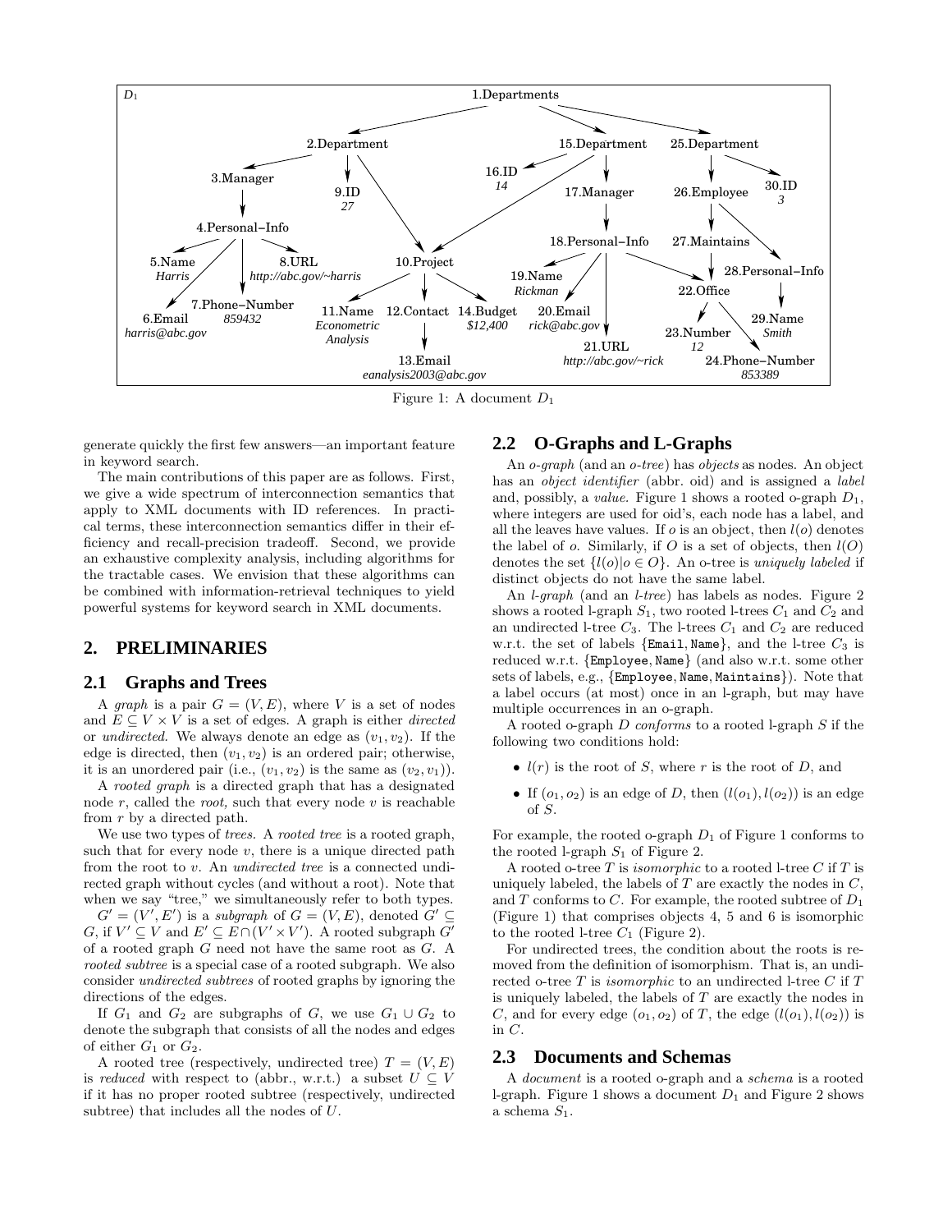Figure 1: A document $D_1$

generate quickly the first few answers—an important feature in keyword search.

The main contributions of this paper are as follows. First, we give a wide spectrum of interconnection semantics that apply to XML documents with ID references. In practical terms, these interconnection semantics differ in their efficiency and recall-precision tradeoff. Second, we provide an exhaustive complexity analysis, including algorithms for the tractable cases. We envision that these algorithms can be combined with information-retrieval techniques to yield powerful systems for keyword search in XML documents.

## 2. PRELIMINARIES

### 2.1 Graphs and Trees

A *graph* is a pair $G = (V, E)$, where $V$ is a set of nodes and $E \subseteq V \times V$ is a set of edges. A graph is either *directed* or *undirected*. We always denote an edge as $(v_1, v_2)$. If the edge is directed, then $(v_1, v_2)$ is an ordered pair; otherwise, it is an unordered pair (i.e., $(v_1, v_2)$ is the same as $(v_2, v_1)$).

A *rooted graph* is a directed graph that has a designated node $r$, called the *root,* such that every node $v$ is reachable from $r$ by a directed path.

We use two types of *trees.* A *rooted tree* is a rooted graph, such that for every node $v$, there is a unique directed path from the root to $v$. An *undirected tree* is a connected undirected graph without cycles (and without a root). Note that when we say "tree," we simultaneously refer to both types.

$G' = (V', E')$ is a *subgraph* of $G = (V, E)$, denoted $G' \subseteq G$, if $V' \subseteq V$ and $E' \subseteq E \cap (V' \times V')$. A rooted subgraph $G'$ of a rooted graph $G$ need not have the same root as $G$. A *rooted subtree* is a special case of a rooted subgraph. We also consider *undirected subtrees* of rooted graphs by ignoring the directions of the edges.

If $G_1$ and $G_2$ are subgraphs of $G$, we use $G_1 \cup G_2$ to denote the subgraph that consists of all the nodes and edges of either $G_1$ or $G_2$.

A rooted tree (respectively, undirected tree) $T = (V, E)$ is *reduced* with respect to (abbr., w.r.t.) a subset $U \subseteq V$ if it has no proper rooted subtree (respectively, undirected subtree) that includes all the nodes of $U$.

### 2.2 O-Graphs and L-Graphs

An *o-graph* (and an *o-tree*) has *objects* as nodes. An object has an *object identifier* (abbr. oid) and is assigned a *label* and, possibly, a *value.* Figure 1 shows a rooted o-graph $D_1$, where integers are used for oid's, each node has a label, and all the leaves have values. If $o$ is an object, then $l(o)$ denotes the label of $o$. Similarly, if $O$ is a set of objects, then $l(O)$ denotes the set $\{l(o)|o \in O\}$. An o-tree is *uniquely labeled* if distinct objects do not have the same label.

An *l-graph* (and an *l-tree*) has labels as nodes. Figure 2 shows a rooted l-graph $S_1$, two rooted l-trees $C_1$ and $C_2$ and an undirected l-tree $C_3$. The l-trees $C_1$ and $C_2$ are reduced w.r.t. the set of labels {Email, Name}, and the l-tree $C_3$ is reduced w.r.t. {Employee, Name} (and also w.r.t. some other sets of labels, e.g., {Employee, Name, Maintains}). Note that a label occurs (at most) once in an l-graph, but may have multiple occurrences in an o-graph.

A rooted o-graph $D$ *conforms* to a rooted l-graph $S$ if the following two conditions hold:

- $l(r)$ is the root of $S$, where $r$ is the root of $D$, and
- If $(o_1, o_2)$ is an edge of $D$, then $(l(o_1), l(o_2))$ is an edge of $S$.

For example, the rooted o-graph $D_1$ of Figure 1 conforms to the rooted l-graph $S_1$ of Figure 2.

A rooted o-tree $T$ is *isomorphic* to a rooted l-tree $C$ if $T$ is uniquely labeled, the labels of $T$ are exactly the nodes in $C$, and $T$ conforms to $C$. For example, the rooted subtree of $D_1$ (Figure 1) that comprises objects 4, 5 and 6 is isomorphic to the rooted l-tree $C_1$ (Figure 2).

For undirected trees, the condition about the roots is removed from the definition of isomorphism. That is, an undirected o-tree $T$ is *isomorphic* to an undirected l-tree $C$ if $T$ is uniquely labeled, the labels of $T$ are exactly the nodes in $C$, and for every edge $(o_1, o_2)$ of $T$, the edge $(l(o_1), l(o_2))$ is in $C$.

### 2.3 Documents and Schemas

A *document* is a rooted o-graph and a *schema* is a rooted l-graph. Figure 1 shows a document $D_1$ and Figure 2 shows a schema $S_1$.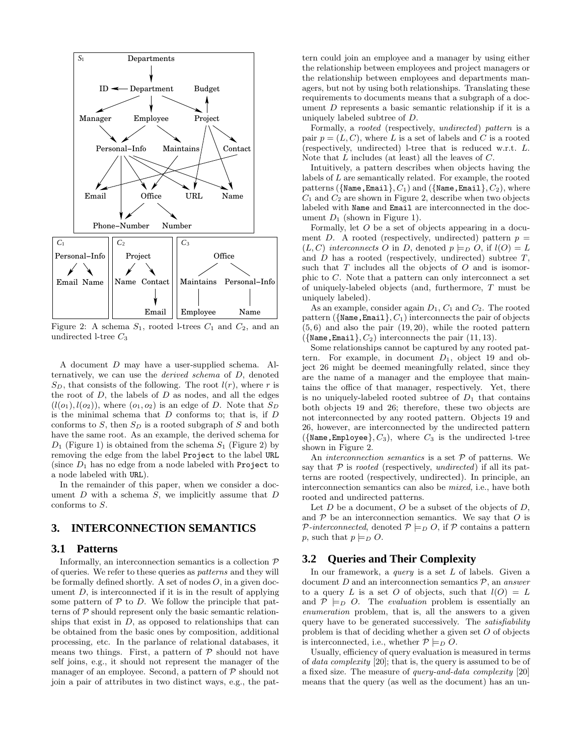Figure 2: A schema $S_1$, rooted l-trees $C_1$ and $C_2$, and an undirected l-tree $C_3$

A document $D$ may have a user-supplied schema. Alternatively, we can use the *derived schema* of $D$, denoted $S_D$, that consists of the following. The root $l(r)$, where $r$ is the root of $D$, the labels of $D$ as nodes, and all the edges $(l(o_1), l(o_2))$, where $(o_1, o_2)$ is an edge of $D$. Note that $S_D$ is the minimal schema that $D$ conforms to; that is, if $D$ conforms to $S$, then $S_D$ is a rooted subgraph of $S$ and both have the same root. As an example, the derived schema for $D_1$ (Figure 1) is obtained from the schema $S_1$ (Figure 2) by removing the edge from the label `Project` to the label `URL` (since $D_1$ has no edge from a node labeled with `Project` to a node labeled with `URL`).

In the remainder of this paper, when we consider a document $D$ with a schema $S$, we implicitly assume that $D$ conforms to $S$.

## 3. INTERCONNECTION SEMANTICS

### 3.1 Patterns

Informally, an interconnection semantics is a collection $\mathcal{P}$ of queries. We refer to these queries as *patterns* and they will be formally defined shortly. A set of nodes $O$, in a given document, $D$, is interconnected if it is in the result of applying some pattern of $\mathcal{P}$ to $D$. We follow the principle that patterns of $\mathcal{P}$ should represent only the basic semantic relationships that exist in $D$, as opposed to relationships that can be obtained from the basic ones by composition, additional processing, etc. In the parlance of relational databases, it means two things. First, a pattern of $\mathcal{P}$ should not have self joins, e.g., it should not represent the manager of the manager of an employee. Second, a pattern of $\mathcal{P}$ should not join a pair of attributes in two distinct ways, e.g., the pattern could join an employee and a manager by using either the relationship between employees and project managers or the relationship between employees and departments managers, but not by using both relationships. Translating these requirements to documents means that a subgraph of a document $D$ represents a basic semantic relationship if it is a uniquely labeled subtree of $D$.

Formally, a *rooted* (respectively, *undirected*) *pattern* is a pair $p = (L, C)$, where $L$ is a set of labels and $C$ is a rooted (respectively, undirected) l-tree that is reduced w.r.t. $L$. Note that $L$ includes (at least) all the leaves of $C$.

Intuitively, a pattern describes when objects having the labels of $L$ are semantically related. For example, the rooted patterns $(\{\texttt{Name}, \texttt{Email}\}, C_1)$ and $(\{\texttt{Name}, \texttt{Email}\}, C_2)$, where $C_1$ and $C_2$ are shown in Figure 2, describe when two objects labeled with `Name` and `Email` are interconnected in the document $D_1$ (shown in Figure 1).

Formally, let $O$ be a set of objects appearing in a document $D$. A rooted (respectively, undirected) pattern $p = (L, C)$ *interconnects* $O$ in $D$, denoted $p \models_D O$, if $l(O) = L$ and $D$ has a rooted (respectively, undirected) subtree $T$, such that $T$ includes all the objects of $O$ and is isomorphic to $C$. Note that a pattern can only interconnect a set of uniquely-labeled objects (and, furthermore, $T$ must be uniquely labeled).

As an example, consider again $D_1$, $C_1$ and $C_2$. The rooted pattern $(\{\texttt{Name}, \texttt{Email}\}, C_1)$ interconnects the pair of objects $(5, 6)$ and also the pair $(19, 20)$, while the rooted pattern $(\{\texttt{Name}, \texttt{Email}\}, C_2)$ interconnects the pair $(11, 13)$.

Some relationships cannot be captured by any rooted pattern. For example, in document $D_1$, object 19 and object 26 might be deemed meaningfully related, since they are the name of a manager and the employee that maintains the office of that manager, respectively. Yet, there is no uniquely-labeled rooted subtree of $D_1$ that contains both objects 19 and 26; therefore, these two objects are not interconnected by any rooted pattern. Objects 19 and 26, however, are interconnected by the undirected pattern $(\{\texttt{Name}, \texttt{Employee}\}, C_3)$, where $C_3$ is the undirected l-tree shown in Figure 2.

An *interconnection semantics* is a set $\mathcal{P}$ of patterns. We say that $\mathcal{P}$ is *rooted* (respectively, *undirected*) if all its patterns are rooted (respectively, undirected). In principle, an interconnection semantics can also be *mixed,* i.e., have both rooted and undirected patterns.

Let $D$ be a document, $O$ be a subset of the objects of $D$, and $\mathcal{P}$ be an interconnection semantics. We say that $O$ is $\mathcal{P}$*-interconnected*, denoted $\mathcal{P} \models_D O$, if $\mathcal{P}$ contains a pattern $p$, such that $p \models_D O$.

### 3.2 Queries and Their Complexity

In our framework, a *query* is a set $L$ of labels. Given a document $D$ and an interconnection semantics $\mathcal{P}$, an *answer* to a query $L$ is a set $O$ of objects, such that $l(O) = L$ and $\mathcal{P} \models_D O$. The *evaluation* problem is essentially an *enumeration* problem, that is, all the answers to a given query have to be generated successively. The *satisfiability* problem is that of deciding whether a given set $O$ of objects is interconnected, i.e., whether $\mathcal{P} \models_D O$.

Usually, efficiency of query evaluation is measured in terms of *data complexity* [20]; that is, the query is assumed to be of a fixed size. The measure of *query-and-data complexity* [20] means that the query (as well as the document) has an un-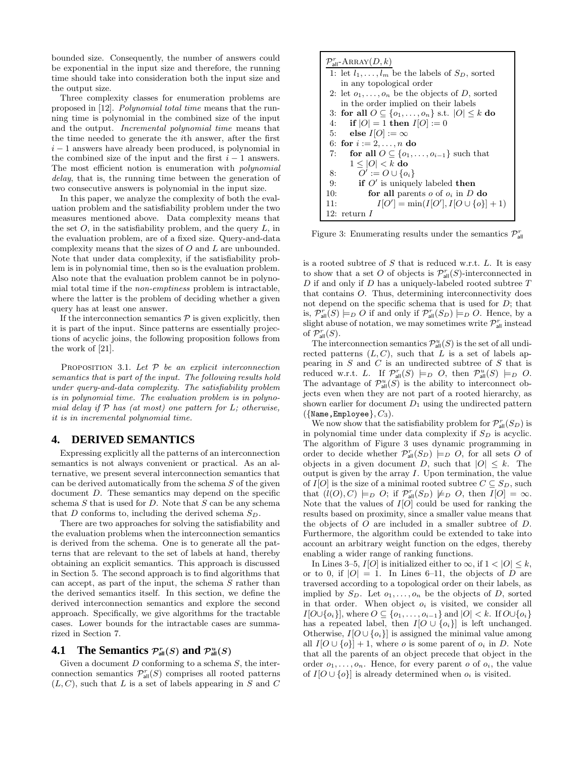bounded size. Consequently, the number of answers could be exponential in the input size and therefore, the running time should take into consideration both the input size and the output size.

Three complexity classes for enumeration problems are proposed in [12]. *Polynomial total time* means that the running time is polynomial in the combined size of the input and the output. *Incremental polynomial time* means that the time needed to generate the $i$th answer, after the first $i-1$ answers have already been produced, is polynomial in the combined size of the input and the first $i-1$ answers. The most efficient notion is enumeration with *polynomial delay*, that is, the running time between the generation of two consecutive answers is polynomial in the input size.

In this paper, we analyze the complexity of both the evaluation problem and the satisfiability problem under the two measures mentioned above. Data complexity means that the set $O$, in the satisfiability problem, and the query $L$, in the evaluation problem, are of a fixed size. Query-and-data complexity means that the sizes of $O$ and $L$ are unbounded. Note that under data complexity, if the satisfiability problem is in polynomial time, then so is the evaluation problem. Also note that the evaluation problem cannot be in polynomial total time if the *non-emptiness* problem is intractable, where the latter is the problem of deciding whether a given query has at least one answer.

If the interconnection semantics $\mathcal{P}$ is given explicitly, then it is part of the input. Since patterns are essentially projections of acyclic joins, the following proposition follows from the work of [21].

PROPOSITION 3.1. *Let $\mathcal{P}$ be an explicit interconnection semantics that is part of the input. The following results hold under query-and-data complexity. The satisfiability problem is in polynomial time. The evaluation problem is in polynomial delay if $\mathcal{P}$ has (at most) one pattern for $L$; otherwise, it is in incremental polynomial time.*

## 4. DERIVED SEMANTICS

Expressing explicitly all the patterns of an interconnection semantics is not always convenient or practical. As an alternative, we present several interconnection semantics that can be derived automatically from the schema $S$ of the given document $D$. These semantics may depend on the specific schema $S$ that is used for $D$. Note that $S$ can be any schema that $D$ conforms to, including the derived schema $S_D$.

There are two approaches for solving the satisfiability and the evaluation problems when the interconnection semantics is derived from the schema. One is to generate all the patterns that are relevant to the set of labels at hand, thereby obtaining an explicit semantics. This approach is discussed in Section 5. The second approach is to find algorithms that can accept, as part of the input, the schema $S$ rather than the derived semantics itself. In this section, we define the derived interconnection semantics and explore the second approach. Specifically, we give algorithms for the tractable cases. Lower bounds for the intractable cases are summarized in Section 7.

### 4.1 The Semantics $\mathcal{P}^r_{\mathsf{all}}(S)$ and $\mathcal{P}^u_{\mathsf{all}}(S)$

Given a document $D$ conforming to a schema $S$, the interconnection semantics $\mathcal{P}^r_{\mathsf{all}}(S)$ comprises all rooted patterns $(L, C)$, such that $L$ is a set of labels appearing in $S$ and $C$ is a rooted subtree of $S$ that is reduced w.r.t. $L$. It is easy to show that a set $O$ of objects is $\mathcal{P}^r_{\mathsf{all}}(S)$-interconnected in $D$ if and only if $D$ has a uniquely-labeled rooted subtree $T$ that contains $O$. Thus, determining interconnectivity does not depend on the specific schema that is used for $D$; that is, $\mathcal{P}^r_{\mathsf{all}}(S) \models_D O$ if and only if $\mathcal{P}^r_{\mathsf{all}}(S_D) \models_D O$. Hence, by a slight abuse of notation, we may sometimes write $\mathcal{P}^r_{\mathsf{all}}$ instead of $\mathcal{P}^r_{\mathsf{all}}(S)$.

The interconnection semantics $\mathcal{P}^u_{\mathsf{all}}(S)$ is the set of all undirected patterns $(L, C)$, such that $L$ is a set of labels appearing in $S$ and $C$ is an undirected subtree of $S$ that is reduced w.r.t. $L$. If $\mathcal{P}^r_{\mathsf{all}}(S) \models_D O$, then $\mathcal{P}^u_{\mathsf{all}}(S) \models_D O$. The advantage of $\mathcal{P}^u_{\mathsf{all}}(S)$ is the ability to interconnect objects even when they are not part of a rooted hierarchy, as shown earlier for document $D_1$ using the undirected pattern $(\{\texttt{Name}, \texttt{Employee}\}, C_3)$.

We now show that the satisfiability problem for $\mathcal{P}^r_{\mathsf{all}}(S_D)$ is in polynomial time under data complexity if $S_D$ is acyclic. The algorithm of Figure 3 uses dynamic programming in order to decide whether $\mathcal{P}^r_{\mathsf{all}}(S_D) \models_D O$, for all sets $O$ of objects in a given document $D$, such that $|O| \leq k$. The output is given by the array $I$. Upon termination, the value of $I[O]$ is the size of a minimal rooted subtree $C \subseteq S_D$, such that $(l(O), C) \models_D O$; if $\mathcal{P}^r_{\mathsf{all}}(S_D) \not\models_D O$, then $I[O] = \infty$. Note that the values of $I[O]$ could be used for ranking the results based on proximity, since a smaller value means that the objects of $O$ are included in a smaller subtree of $D$. Furthermore, the algorithm could be extended to take into account an arbitrary weight function on the edges, thereby enabling a wider range of ranking functions.

```
P^r_all-ARRAY(D, k)
 1: let l_1, ..., l_m be the labels of S_D, sorted
    in any topological order
 2: let o_1, ..., o_n be the objects of D, sorted
    in the order implied on their labels
 3: for all O ⊆ {o_1, ..., o_n} s.t. |O| ≤ k do
 4:    if |O| = 1 then I[O] := 0
 5:    else I[O] := ∞
 6: for i := 2, ..., n do
 7:    for all O ⊆ {o_1, ..., o_{i-1}} such that
       1 ≤ |O| < k do
 8:       O' := O ∪ {o_i}
 9:       if O' is uniquely labeled then
10:          for all parents o of o_i in D do
11:             I[O'] = min(I[O'], I[O ∪ {o}] + 1)
12: return I
```

Figure 3: Enumerating results under the semantics $\mathcal{P}^r_{\mathsf{all}}$

In Lines 3–5, $I[O]$ is initialized either to $\infty$, if $1 < |O| \leq k$, or to 0, if $|O| = 1$. In Lines 6–11, the objects of $D$ are traversed according to a topological order on their labels, as implied by $S_D$. Let $o_1, \ldots, o_n$ be the objects of $D$, sorted in that order. When object $o_i$ is visited, we consider all $I[O \cup \{o_i\}]$, where $O \subseteq \{o_1, \ldots, o_{i-1}\}$ and $|O| < k$. If $O \cup \{o_i\}$ has a repeated label, then $I[O \cup \{o_i\}]$ is left unchanged. Otherwise, $I[O \cup \{o_i\}]$ is assigned the minimal value among all $I[O \cup \{o\}] + 1$, where $o$ is some parent of $o_i$ in $D$. Note that all the parents of an object precede that object in the order $o_1, \ldots, o_n$. Hence, for every parent $o$ of $o_i$, the value of $I[O \cup \{o\}]$ is already determined when $o_i$ is visited.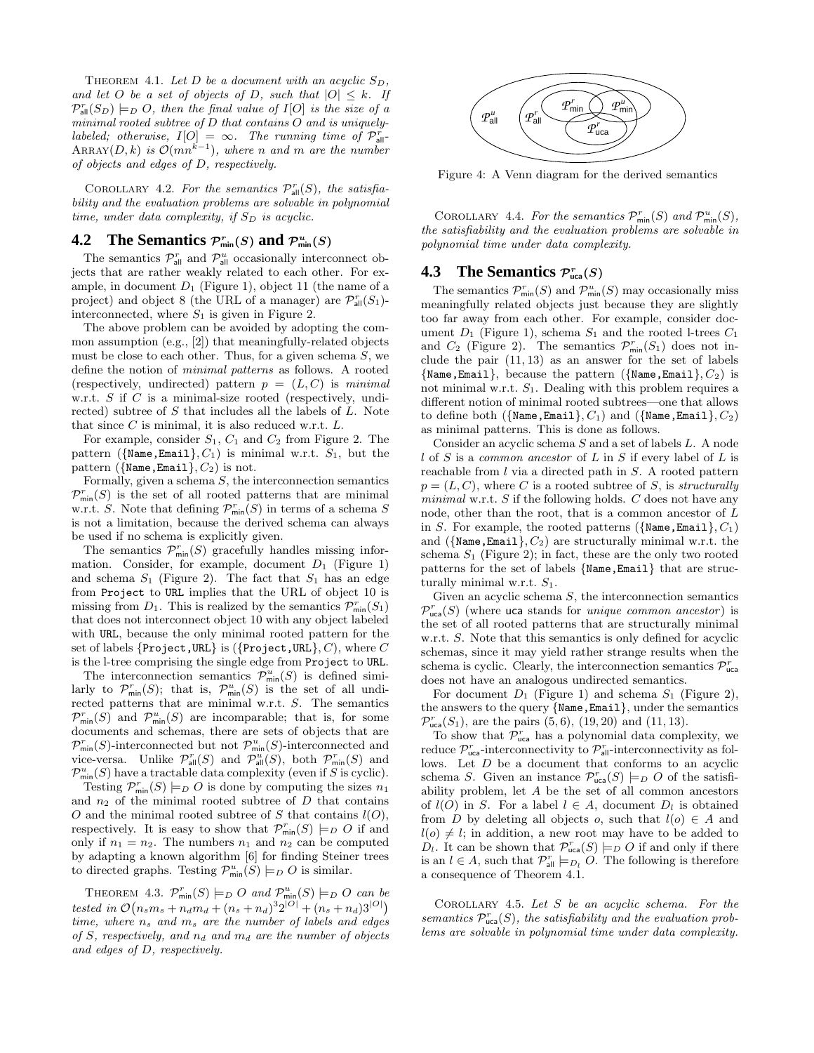THEOREM 4.1. *Let $D$ be a document with an acyclic $S_D$, and let $O$ be a set of objects of $D$, such that $|O| \leq k$. If $\mathcal{P}^r_{\mathsf{all}}(S_D) \models_D O$, then the final value of $I[O]$ is the size of a minimal rooted subtree of $D$ that contains $O$ and is uniquely-labeled; otherwise, $I[O] = \infty$. The running time of $\mathcal{P}^r_{\mathsf{all}}$-*ARRAY*$(D, k)$ is $\mathcal{O}(mn^{k-1})$, where $n$ and $m$ are the number of objects and edges of $D$, respectively.*

COROLLARY 4.2. *For the semantics $\mathcal{P}^r_{\mathsf{all}}(S)$, the satisfiability and the evaluation problems are solvable in polynomial time, under data complexity, if $S_D$ is acyclic.*

## 4.2 The Semantics $\mathcal{P}^r_{\mathsf{min}}(S)$ and $\mathcal{P}^u_{\mathsf{min}}(S)$

The semantics $\mathcal{P}^r_{\mathsf{all}}$ and $\mathcal{P}^u_{\mathsf{all}}$ occasionally interconnect objects that are rather weakly related to each other. For example, in document $D_1$ (Figure 1), object 11 (the name of a project) and object 8 (the URL of a manager) are $\mathcal{P}^r_{\mathsf{all}}(S_1)$-interconnected, where $S_1$ is given in Figure 2.

The above problem can be avoided by adopting the common assumption (e.g., [2]) that meaningfully-related objects must be close to each other. Thus, for a given schema $S$, we define the notion of *minimal patterns* as follows. A rooted (respectively, undirected) pattern $p = (L, C)$ is *minimal* w.r.t. $S$ if $C$ is a minimal-size rooted (respectively, undirected) subtree of $S$ that includes all the labels of $L$. Note that since $C$ is minimal, it is also reduced w.r.t. $L$.

For example, consider $S_1$, $C_1$ and $C_2$ from Figure 2. The pattern ({Name,Email}, $C_1$) is minimal w.r.t. $S_1$, but the pattern ({Name,Email}, $C_2$) is not.

Formally, given a schema $S$, the interconnection semantics $\mathcal{P}^r_{\mathsf{min}}(S)$ is the set of all rooted patterns that are minimal w.r.t. $S$. Note that defining $\mathcal{P}^r_{\mathsf{min}}(S)$ in terms of a schema $S$ is not a limitation, because the derived schema can always be used if no schema is explicitly given.

The semantics $\mathcal{P}^r_{\mathsf{min}}(S)$ gracefully handles missing information. Consider, for example, document $D_1$ (Figure 1) and schema $S_1$ (Figure 2). The fact that $S_1$ has an edge from Project to URL implies that the URL of object 10 is missing from $D_1$. This is realized by the semantics $\mathcal{P}^r_{\mathsf{min}}(S_1)$ that does not interconnect object 10 with any object labeled with URL, because the only minimal rooted pattern for the set of labels {Project,URL} is ({Project,URL}, $C$), where $C$ is the l-tree comprising the single edge from Project to URL.

The interconnection semantics $\mathcal{P}^u_{\mathsf{min}}(S)$ is defined similarly to $\mathcal{P}^r_{\mathsf{min}}(S)$; that is, $\mathcal{P}^u_{\mathsf{min}}(S)$ is the set of all undirected patterns that are minimal w.r.t. $S$. The semantics $\mathcal{P}^r_{\mathsf{min}}(S)$ and $\mathcal{P}^u_{\mathsf{min}}(S)$ are incomparable; that is, for some documents and schemas, there are sets of objects that are $\mathcal{P}^r_{\mathsf{min}}(S)$-interconnected but not $\mathcal{P}^u_{\mathsf{min}}(S)$-interconnected and vice-versa. Unlike $\mathcal{P}^r_{\mathsf{all}}(S)$ and $\mathcal{P}^u_{\mathsf{all}}(S)$, both $\mathcal{P}^r_{\mathsf{min}}(S)$ and $\mathcal{P}^u_{\mathsf{min}}(S)$ have a tractable data complexity (even if $S$ is cyclic).

Testing $\mathcal{P}^r_{\mathsf{min}}(S) \models_D O$ is done by computing the sizes $n_1$ and $n_2$ of the minimal rooted subtree of $D$ that contains $O$ and the minimal rooted subtree of $S$ that contains $l(O)$, respectively. It is easy to show that $\mathcal{P}^r_{\mathsf{min}}(S) \models_D O$ if and only if $n_1 = n_2$. The numbers $n_1$ and $n_2$ can be computed by adapting a known algorithm [6] for finding Steiner trees to directed graphs. Testing $\mathcal{P}^u_{\mathsf{min}}(S) \models_D O$ is similar.

THEOREM 4.3. *$\mathcal{P}^r_{\mathsf{min}}(S) \models_D O$ and $\mathcal{P}^u_{\mathsf{min}}(S) \models_D O$ can be tested in $\mathcal{O}\big(n_s m_s + n_d m_d + (n_s + n_d)^3 2^{|O|} + (n_s + n_d)3^{|O|}\big)$ time, where $n_s$ and $m_s$ are the number of labels and edges of $S$, respectively, and $n_d$ and $m_d$ are the number of objects and edges of $D$, respectively.*

Figure 4: A Venn diagram for the derived semantics

COROLLARY 4.4. *For the semantics $\mathcal{P}^r_{\mathsf{min}}(S)$ and $\mathcal{P}^u_{\mathsf{min}}(S)$, the satisfiability and the evaluation problems are solvable in polynomial time under data complexity.*

## 4.3 The Semantics $\mathcal{P}^r_{\mathsf{uca}}(S)$

The semantics $\mathcal{P}^r_{\mathsf{min}}(S)$ and $\mathcal{P}^u_{\mathsf{min}}(S)$ may occasionally miss meaningfully related objects just because they are slightly too far away from each other. For example, consider document $D_1$ (Figure 1), schema $S_1$ and the rooted l-trees $C_1$ and $C_2$ (Figure 2). The semantics $\mathcal{P}^r_{\mathsf{min}}(S_1)$ does not include the pair $(11, 13)$ as an answer for the set of labels {Name,Email}, because the pattern ({Name,Email}, $C_2$) is not minimal w.r.t. $S_1$. Dealing with this problem requires a different notion of minimal rooted subtrees—one that allows to define both ({Name,Email}, $C_1$) and ({Name,Email}, $C_2$) as minimal patterns. This is done as follows.

Consider an acyclic schema $S$ and a set of labels $L$. A node $l$ of $S$ is a *common ancestor* of $L$ in $S$ if every label of $L$ is reachable from $l$ via a directed path in $S$. A rooted pattern $p = (L, C)$, where $C$ is a rooted subtree of $S$, is *structurally minimal* w.r.t. $S$ if the following holds. $C$ does not have any node, other than the root, that is a common ancestor of $L$ in $S$. For example, the rooted patterns ({Name,Email}, $C_1$) and ({Name,Email}, $C_2$) are structurally minimal w.r.t. the schema $S_1$ (Figure 2); in fact, these are the only two rooted patterns for the set of labels {Name,Email} that are structurally minimal w.r.t. $S_1$.

Given an acyclic schema $S$, the interconnection semantics $\mathcal{P}^r_{\mathsf{uca}}(S)$ (where uca stands for *unique common ancestor*) is the set of all rooted patterns that are structurally minimal w.r.t. $S$. Note that this semantics is only defined for acyclic schemas, since it may yield rather strange results when the schema is cyclic. Clearly, the interconnection semantics $\mathcal{P}^r_{\mathsf{uca}}$ does not have an analogous undirected semantics.

For document $D_1$ (Figure 1) and schema $S_1$ (Figure 2), the answers to the query {Name,Email}, under the semantics $\mathcal{P}^r_{\mathsf{uca}}(S_1)$, are the pairs $(5, 6)$, $(19, 20)$ and $(11, 13)$.

To show that $\mathcal{P}^r_{\mathsf{uca}}$ has a polynomial data complexity, we reduce $\mathcal{P}^r_{\mathsf{uca}}$-interconnectivity to $\mathcal{P}^r_{\mathsf{all}}$-interconnectivity as follows. Let $D$ be a document that conforms to an acyclic schema $S$. Given an instance $\mathcal{P}^r_{\mathsf{uca}}(S) \models_D O$ of the satisfiability problem, let $A$ be the set of all common ancestors of $l(O)$ in $S$. For a label $l \in A$, document $D_l$ is obtained from $D$ by deleting all objects $o$, such that $l(o) \in A$ and $l(o) \neq l$; in addition, a new root may have to be added to $D_l$. It can be shown that $\mathcal{P}^r_{\mathsf{uca}}(S) \models_D O$ if and only if there is an $l \in A$, such that $\mathcal{P}^r_{\mathsf{all}} \models_{D_l} O$. The following is therefore a consequence of Theorem 4.1.

COROLLARY 4.5. *Let $S$ be an acyclic schema. For the semantics $\mathcal{P}^r_{\mathsf{uca}}(S)$, the satisfiability and the evaluation problems are solvable in polynomial time under data complexity.*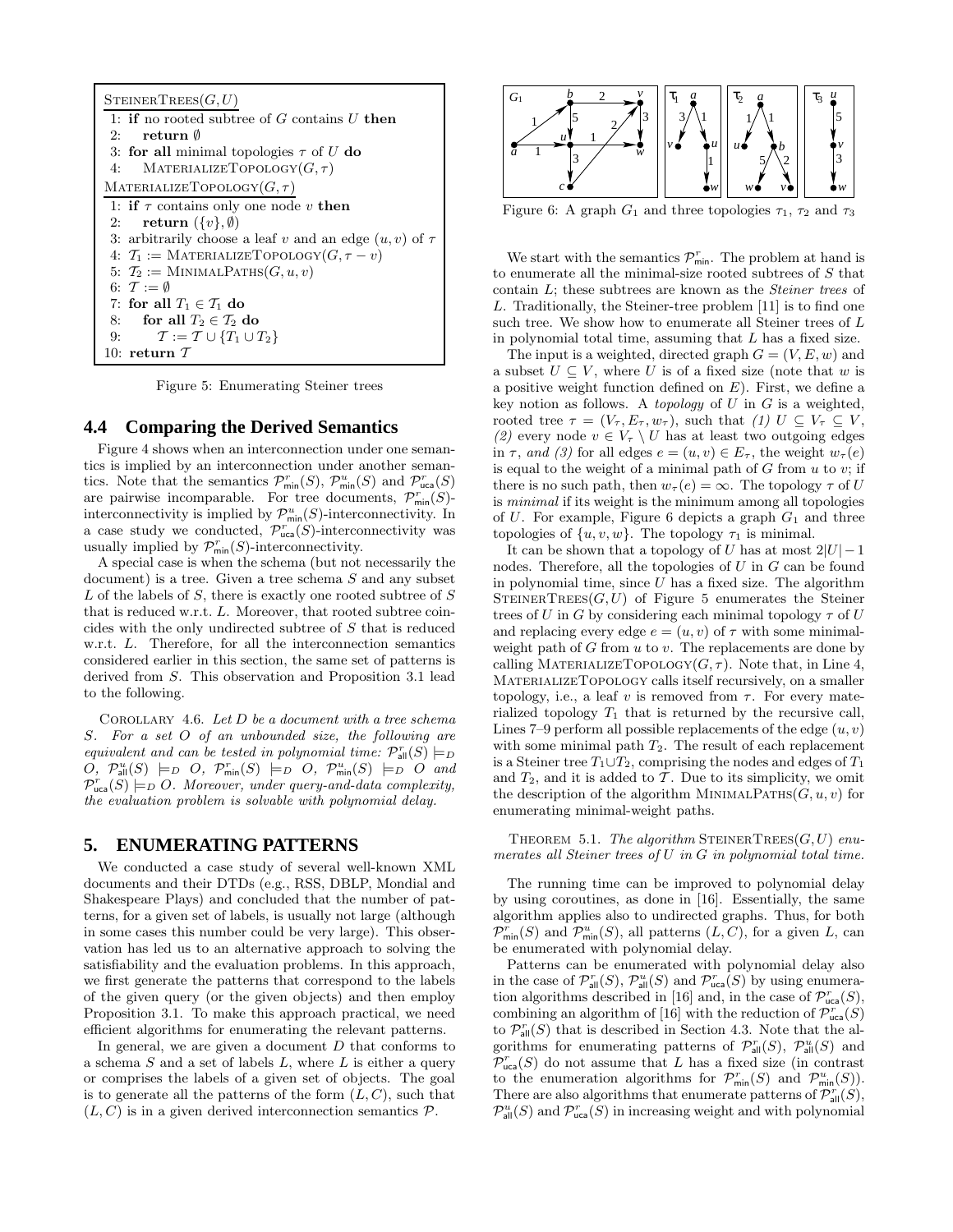```
STEINERTREES(G, U)
1: if no rooted subtree of G contains U then
2:     return ∅
3: for all minimal topologies τ of U do
4:     MATERIALIZETOPOLOGY(G, τ)

MATERIALIZETOPOLOGY(G, τ)
1: if τ contains only one node v then
2:     return ({v}, ∅)
3: arbitrarily choose a leaf v and an edge (u, v) of τ
4: T1 := MATERIALIZETOPOLOGY(G, τ − v)
5: T2 := MINIMALPATHS(G, u, v)
6: T := ∅
7: for all T1 ∈ T1 do
8:     for all T2 ∈ T2 do
9:         T := T ∪ {T1 ∪ T2}
10: return T
```

Figure 5: Enumerating Steiner trees

### 4.4 Comparing the Derived Semantics

Figure 4 shows when an interconnection under one semantics is implied by an interconnection under another semantics. Note that the semantics $\mathcal{P}^r_{\mathsf{min}}(S)$, $\mathcal{P}^u_{\mathsf{min}}(S)$ and $\mathcal{P}^r_{\mathsf{uca}}(S)$ are pairwise incomparable. For tree documents, $\mathcal{P}^r_{\mathsf{min}}(S)$-interconnectivity is implied by $\mathcal{P}^u_{\mathsf{min}}(S)$-interconnectivity. In a case study we conducted, $\mathcal{P}^r_{\mathsf{uca}}(S)$-interconnectivity was usually implied by $\mathcal{P}^r_{\mathsf{min}}(S)$-interconnectivity.

A special case is when the schema (but not necessarily the document) is a tree. Given a tree schema $S$ and any subset $L$ of the labels of $S$, there is exactly one rooted subtree of $S$ that is reduced w.r.t. $L$. Moreover, that rooted subtree coincides with the only undirected subtree of $S$ that is reduced w.r.t. $L$. Therefore, for all the interconnection semantics considered earlier in this section, the same set of patterns is derived from $S$. This observation and Proposition 3.1 lead to the following.

COROLLARY 4.6. *Let $D$ be a document with a tree schema $S$. For a set $O$ of an unbounded size, the following are equivalent and can be tested in polynomial time: $\mathcal{P}^r_{\mathsf{all}}(S) \models_D O$, $\mathcal{P}^u_{\mathsf{all}}(S) \models_D O$, $\mathcal{P}^r_{\mathsf{min}}(S) \models_D O$, $\mathcal{P}^u_{\mathsf{min}}(S) \models_D O$ and $\mathcal{P}^r_{\mathsf{uca}}(S) \models_D O$. Moreover, under query-and-data complexity, the evaluation problem is solvable with polynomial delay.*

## 5. ENUMERATING PATTERNS

We conducted a case study of several well-known XML documents and their DTDs (e.g., RSS, DBLP, Mondial and Shakespeare Plays) and concluded that the number of patterns, for a given set of labels, is usually not large (although in some cases this number could be very large). This observation has led us to an alternative approach to solving the satisfiability and the evaluation problems. In this approach, we first generate the patterns that correspond to the labels of the given query (or the given objects) and then employ Proposition 3.1. To make this approach practical, we need efficient algorithms for enumerating the relevant patterns.

In general, we are given a document $D$ that conforms to a schema $S$ and a set of labels $L$, where $L$ is either a query or comprises the labels of a given set of objects. The goal is to generate all the patterns of the form $(L, C)$, such that $(L, C)$ is in a given derived interconnection semantics $\mathcal{P}$.

Figure 6: A graph $G_1$ and three topologies $\tau_1$, $\tau_2$ and $\tau_3$

We start with the semantics $\mathcal{P}^r_{\mathsf{min}}$. The problem at hand is to enumerate all the minimal-size rooted subtrees of $S$ that contain $L$; these subtrees are known as the *Steiner trees* of $L$. Traditionally, the Steiner-tree problem [11] is to find one such tree. We show how to enumerate all Steiner trees of $L$ in polynomial total time, assuming that $L$ has a fixed size.

The input is a weighted, directed graph $G = (V, E, w)$ and a subset $U \subseteq V$, where $U$ is of a fixed size (note that $w$ is a positive weight function defined on $E$). First, we define a key notion as follows. A *topology* of $U$ in $G$ is a weighted, rooted tree $\tau = (V_\tau, E_\tau, w_\tau)$, such that *(1)* $U \subseteq V_\tau \subseteq V$, *(2)* every node $v \in V_\tau \setminus U$ has at least two outgoing edges in $\tau$, *and (3)* for all edges $e = (u, v) \in E_\tau$, the weight $w_\tau(e)$ is equal to the weight of a minimal path of $G$ from $u$ to $v$; if there is no such path, then $w_\tau(e) = \infty$. The topology $\tau$ of $U$ is *minimal* if its weight is the minimum among all topologies of $U$. For example, Figure 6 depicts a graph $G_1$ and three topologies of $\{u, v, w\}$. The topology $\tau_1$ is minimal.

It can be shown that a topology of $U$ has at most $2|U| - 1$ nodes. Therefore, all the topologies of $U$ in $G$ can be found in polynomial time, since $U$ has a fixed size. The algorithm STEINERTREES$(G, U)$ of Figure 5 enumerates the Steiner trees of $U$ in $G$ by considering each minimal topology $\tau$ of $U$ and replacing every edge $e = (u, v)$ of $\tau$ with some minimal-weight path of $G$ from $u$ to $v$. The replacements are done by calling MATERIALIZETOPOLOGY$(G, \tau)$. Note that, in Line 4, MATERIALIZETOPOLOGY calls itself recursively, on a smaller topology, i.e., a leaf $v$ is removed from $\tau$. For every materialized topology $T_1$ that is returned by the recursive call, Lines 7–9 perform all possible replacements of the edge $(u, v)$ with some minimal path $T_2$. The result of each replacement is a Steiner tree $T_1 \cup T_2$, comprising the nodes and edges of $T_1$ and $T_2$, and it is added to $\mathcal{T}$. Due to its simplicity, we omit the description of the algorithm MINIMALPATHS$(G, u, v)$ for enumerating minimal-weight paths.

THEOREM 5.1. *The algorithm* STEINERTREES$(G, U)$ *enumerates all Steiner trees of $U$ in $G$ in polynomial total time.*

The running time can be improved to polynomial delay by using coroutines, as done in [16]. Essentially, the same algorithm applies also to undirected graphs. Thus, for both $\mathcal{P}^r_{\mathsf{min}}(S)$ and $\mathcal{P}^u_{\mathsf{min}}(S)$, all patterns $(L, C)$, for a given $L$, can be enumerated with polynomial delay.

Patterns can be enumerated with polynomial delay also in the case of $\mathcal{P}^r_{\mathsf{all}}(S)$, $\mathcal{P}^u_{\mathsf{all}}(S)$ and $\mathcal{P}^r_{\mathsf{uca}}(S)$ by using enumeration algorithms described in [16] and, in the case of $\mathcal{P}^r_{\mathsf{uca}}(S)$, combining an algorithm of [16] with the reduction of $\mathcal{P}^r_{\mathsf{uca}}(S)$ to $\mathcal{P}^r_{\mathsf{all}}(S)$ that is described in Section 4.3. Note that the algorithms for enumerating patterns of $\mathcal{P}^r_{\mathsf{all}}(S)$, $\mathcal{P}^u_{\mathsf{all}}(S)$ and $\mathcal{P}^r_{\mathsf{uca}}(S)$ do not assume that $L$ has a fixed size (in contrast to the enumeration algorithms for $\mathcal{P}^r_{\mathsf{min}}(S)$ and $\mathcal{P}^u_{\mathsf{min}}(S)$). There are also algorithms that enumerate patterns of $\mathcal{P}^r_{\mathsf{all}}(S)$, $\mathcal{P}^u_{\mathsf{all}}(S)$ and $\mathcal{P}^r_{\mathsf{uca}}(S)$ in increasing weight and with polynomial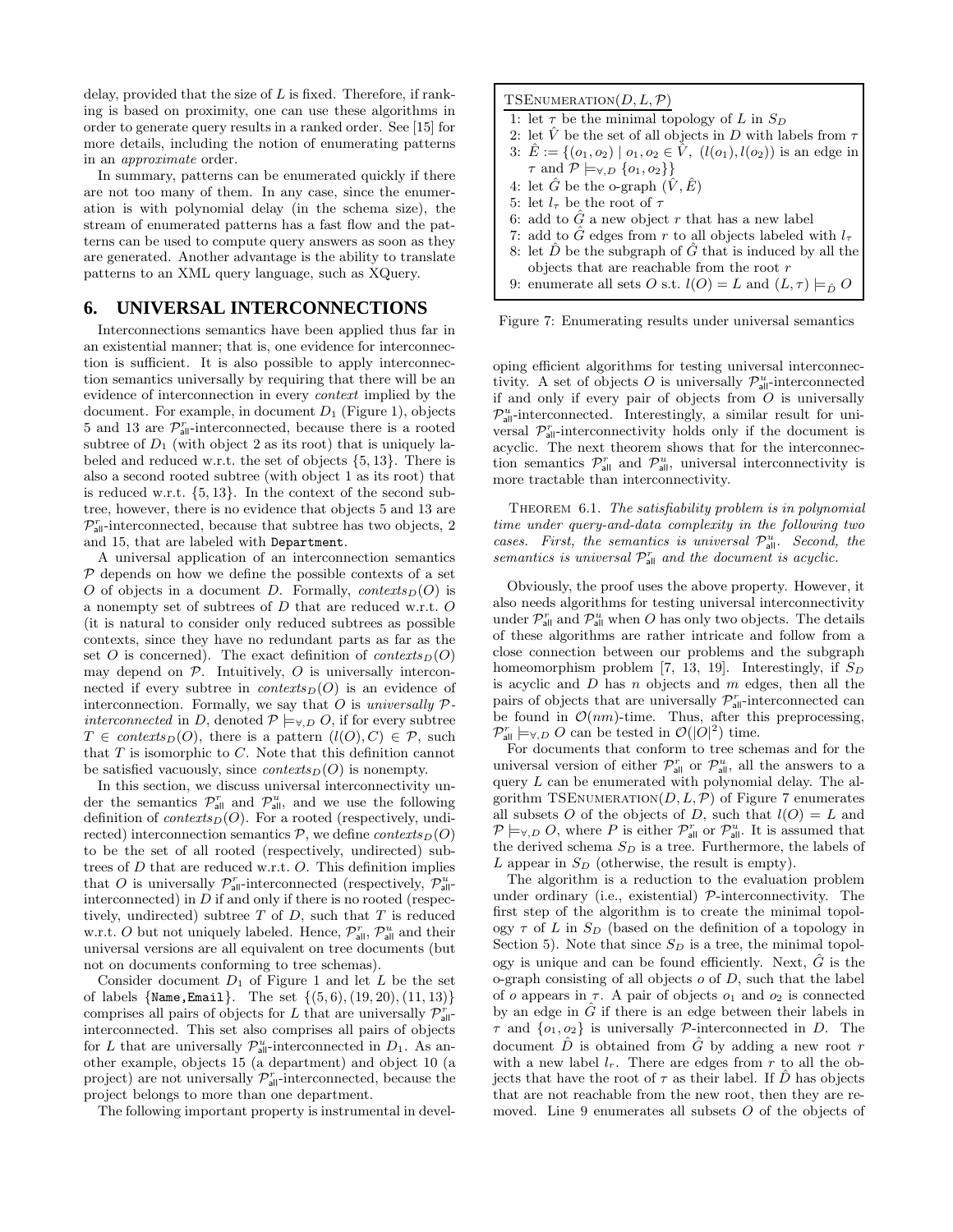delay, provided that the size of $L$ is fixed. Therefore, if ranking is based on proximity, one can use these algorithms in order to generate query results in a ranked order. See [15] for more details, including the notion of enumerating patterns in an *approximate* order.

In summary, patterns can be enumerated quickly if there are not too many of them. In any case, since the enumeration is with polynomial delay (in the schema size), the stream of enumerated patterns has a fast flow and the patterns can be used to compute query answers as soon as they are generated. Another advantage is the ability to translate patterns to an XML query language, such as XQuery.

## 6. UNIVERSAL INTERCONNECTIONS

Interconnections semantics have been applied thus far in an existential manner; that is, one evidence for interconnection is sufficient. It is also possible to apply interconnection semantics universally by requiring that there will be an evidence of interconnection in every *context* implied by the document. For example, in document $D_1$ (Figure 1), objects 5 and 13 are $\mathcal{P}^r_{\text{all}}$-interconnected, because there is a rooted subtree of $D_1$ (with object 2 as its root) that is uniquely labeled and reduced w.r.t. the set of objects $\{5, 13\}$. There is also a second rooted subtree (with object 1 as its root) that is reduced w.r.t. $\{5, 13\}$. In the context of the second subtree, however, there is no evidence that objects 5 and 13 are $\mathcal{P}^r_{\text{all}}$-interconnected, because that subtree has two objects, 2 and 15, that are labeled with `Department`.

A universal application of an interconnection semantics $\mathcal{P}$ depends on how we define the possible contexts of a set $O$ of objects in a document $D$. Formally, $contexts_D(O)$ is a nonempty set of subtrees of $D$ that are reduced w.r.t. $O$ (it is natural to consider only reduced subtrees as possible contexts, since they have no redundant parts as far as the set $O$ is concerned). The exact definition of $contexts_D(O)$ may depend on $\mathcal{P}$. Intuitively, $O$ is universally interconnected if every subtree in $contexts_D(O)$ is an evidence of interconnection. Formally, we say that $O$ is *universally $\mathcal{P}$-interconnected* in $D$, denoted $\mathcal{P} \models_{\forall,D} O$, if for every subtree $T \in contexts_D(O)$, there is a pattern $(l(O), C) \in \mathcal{P}$, such that $T$ is isomorphic to $C$. Note that this definition cannot be satisfied vacuously, since $contexts_D(O)$ is nonempty.

In this section, we discuss universal interconnectivity under the semantics $\mathcal{P}^r_{\text{all}}$ and $\mathcal{P}^u_{\text{all}}$, and we use the following definition of $contexts_D(O)$. For a rooted (respectively, undirected) interconnection semantics $\mathcal{P}$, we define $contexts_D(O)$ to be the set of all rooted (respectively, undirected) subtrees of $D$ that are reduced w.r.t. $O$. This definition implies that $O$ is universally $\mathcal{P}^r_{\text{all}}$-interconnected (respectively, $\mathcal{P}^u_{\text{all}}$-interconnected) in $D$ if and only if there is no rooted (respectively, undirected) subtree $T$ of $D$, such that $T$ is reduced w.r.t. $O$ but not uniquely labeled. Hence, $\mathcal{P}^r_{\text{all}}$, $\mathcal{P}^u_{\text{all}}$ and their universal versions are all equivalent on tree documents (but not on documents conforming to tree schemas).

Consider document $D_1$ of Figure 1 and let $L$ be the set of labels $\{$`Name`,`Email`$\}$. The set $\{(5, 6), (19, 20), (11, 13)\}$ comprises all pairs of objects for $L$ that are universally $\mathcal{P}^r_{\text{all}}$-interconnected. This set also comprises all pairs of objects for $L$ that are universally $\mathcal{P}^u_{\text{all}}$-interconnected in $D_1$. As another example, objects 15 (a department) and object 10 (a project) are not universally $\mathcal{P}^r_{\text{all}}$-interconnected, because the project belongs to more than one department.

The following important property is instrumental in developing efficient algorithms for testing universal interconnectivity. A set of objects $O$ is universally $\mathcal{P}^u_{\text{all}}$-interconnected if and only if every pair of objects from $O$ is universally $\mathcal{P}^u_{\text{all}}$-interconnected. Interestingly, a similar result for universal $\mathcal{P}^r_{\text{all}}$-interconnectivity holds only if the document is acyclic. The next theorem shows that for the interconnection semantics $\mathcal{P}^r_{\text{all}}$ and $\mathcal{P}^u_{\text{all}}$, universal interconnectivity is more tractable than interconnectivity.

```
TSENUMERATION(D, L, P)
1: let τ be the minimal topology of L in S_D
2: let V̂ be the set of all objects in D with labels from τ
3: Ê := {(o1, o2) | o1, o2 ∈ V̂, (l(o1), l(o2)) is an edge in
   τ and P ⊨_{∀,D} {o1, o2}}
4: let Ĝ be the o-graph (V̂, Ê)
5: let l_τ be the root of τ
6: add to Ĝ a new object r that has a new label
7: add to Ĝ edges from r to all objects labeled with l_τ
8: let D̂ be the subgraph of Ĝ that is induced by all the
   objects that are reachable from the root r
9: enumerate all sets O s.t. l(O) = L and (L, τ) ⊨_D̂ O
```

Figure 7: Enumerating results under universal semantics

THEOREM 6.1. *The satisfiability problem is in polynomial time under query-and-data complexity in the following two cases. First, the semantics is universal $\mathcal{P}^u_{\text{all}}$. Second, the semantics is universal $\mathcal{P}^r_{\text{all}}$ and the document is acyclic.*

Obviously, the proof uses the above property. However, it also needs algorithms for testing universal interconnectivity under $\mathcal{P}^r_{\text{all}}$ and $\mathcal{P}^u_{\text{all}}$ when $O$ has only two objects. The details of these algorithms are rather intricate and follow from a close connection between our problems and the subgraph homeomorphism problem [7, 13, 19]. Interestingly, if $S_D$ is acyclic and $D$ has $n$ objects and $m$ edges, then all the pairs of objects that are universally $\mathcal{P}^r_{\text{all}}$-interconnected can be found in $\mathcal{O}(nm)$-time. Thus, after this preprocessing, $\mathcal{P}^r_{\text{all}} \models_{\forall,D} O$ can be tested in $\mathcal{O}(|O|^2)$ time.

For documents that conform to tree schemas and for the universal version of either $\mathcal{P}^r_{\text{all}}$ or $\mathcal{P}^u_{\text{all}}$, all the answers to a query $L$ can be enumerated with polynomial delay. The algorithm TSENUMERATION$(D, L, \mathcal{P})$ of Figure 7 enumerates all subsets $O$ of the objects of $D$, such that $l(O) = L$ and $\mathcal{P} \models_{\forall,D} O$, where $P$ is either $\mathcal{P}^r_{\text{all}}$ or $\mathcal{P}^u_{\text{all}}$. It is assumed that the derived schema $S_D$ is a tree. Furthermore, the labels of $L$ appear in $S_D$ (otherwise, the result is empty).

The algorithm is a reduction to the evaluation problem under ordinary (i.e., existential) $\mathcal{P}$-interconnectivity. The first step of the algorithm is to create the minimal topology $\tau$ of $L$ in $S_D$ (based on the definition of a topology in Section 5). Note that since $S_D$ is a tree, the minimal topology is unique and can be found efficiently. Next, $\hat{G}$ is the o-graph consisting of all objects $o$ of $D$, such that the label of $o$ appears in $\tau$. A pair of objects $o_1$ and $o_2$ is connected by an edge in $\hat{G}$ if there is an edge between their labels in $\tau$ and $\{o_1, o_2\}$ is universally $\mathcal{P}$-interconnected in $D$. The document $\hat{D}$ is obtained from $\hat{G}$ by adding a new root $r$ with a new label $l_r$. There are edges from $r$ to all the objects that have the root of $\tau$ as their label. If $\hat{D}$ has objects that are not reachable from the new root, then they are removed. Line 9 enumerates all subsets $O$ of the objects of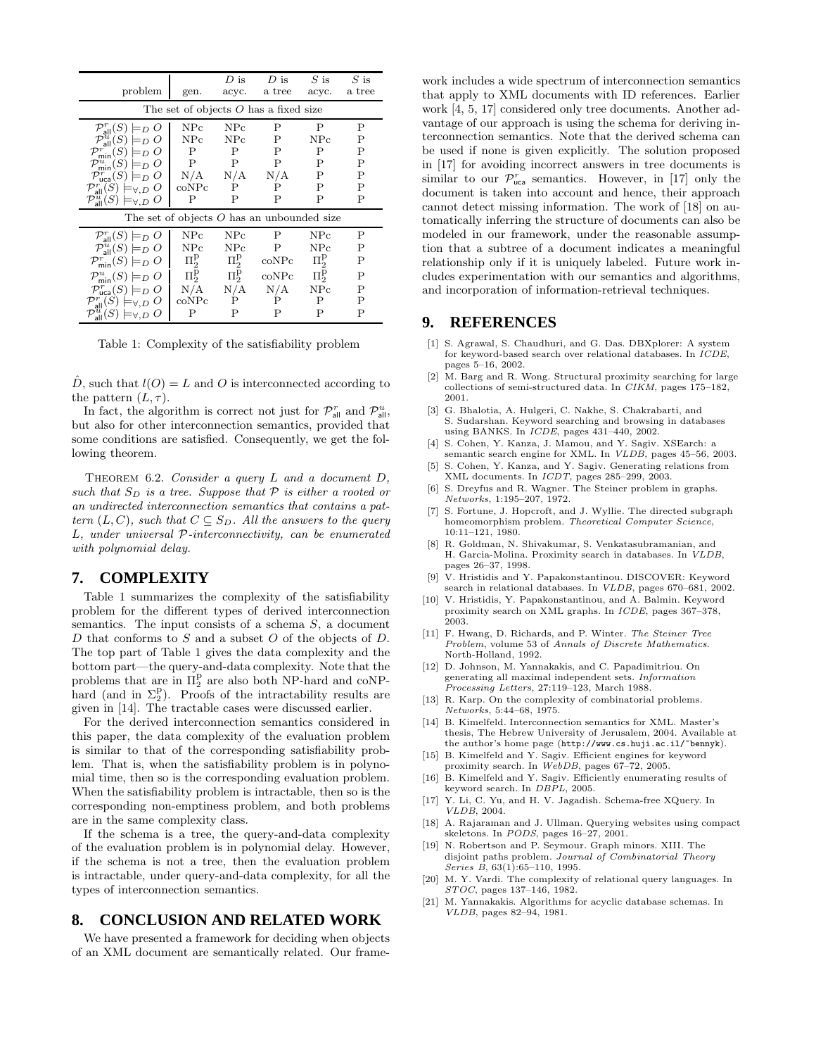| problem | gen. | $D$ is acyc. | $D$ is a tree | $S$ is acyc. | $S$ is a tree |
|---|---|---|---|---|---|
| The set of objects $O$ has a fixed size | | | | | |
| $\mathcal{P}^r_{\mathsf{all}}(S) \models_D O$ | NPc | NPc | P | P | P |
| $\mathcal{P}^u_{\mathsf{all}}(S) \models_D O$ | NPc | NPc | P | NPc | P |
| $\mathcal{P}^r_{\mathsf{min}}(S) \models_D O$ | P | P | P | P | P |
| $\mathcal{P}^u_{\mathsf{min}}(S) \models_D O$ | P | P | P | P | P |
| $\mathcal{P}^r_{\mathsf{uca}}(S) \models_D O$ | N/A | N/A | N/A | P | P |
| $\mathcal{P}^r_{\mathsf{all}}(S) \models_{\forall,D} O$ | coNPc | P | P | P | P |
| $\mathcal{P}^u_{\mathsf{all}}(S) \models_{\forall,D} O$ | P | P | P | P | P |
| The set of objects $O$ has an unbounded size | | | | | |
| $\mathcal{P}^r_{\mathsf{all}}(S) \models_D O$ | NPc | NPc | P | NPc | P |
| $\mathcal{P}^u_{\mathsf{all}}(S) \models_D O$ | NPc | NPc | P | NPc | P |
| $\mathcal{P}^r_{\mathsf{min}}(S) \models_D O$ | $\Pi^{\mathrm{p}}_2$ | $\Pi^{\mathrm{p}}_2$ | coNPc | $\Pi^{\mathrm{p}}_2$ | P |
| $\mathcal{P}^u_{\mathsf{min}}(S) \models_D O$ | $\Pi^{\mathrm{p}}_2$ | $\Pi^{\mathrm{p}}_2$ | coNPc | $\Pi^{\mathrm{p}}_2$ | P |
| $\mathcal{P}^r_{\mathsf{uca}}(S) \models_D O$ | N/A | N/A | N/A | NPc | P |
| $\mathcal{P}^r_{\mathsf{all}}(S) \models_{\forall,D} O$ | coNPc | P | P | P | P |
| $\mathcal{P}^u_{\mathsf{all}}(S) \models_{\forall,D} O$ | P | P | P | P | P |

Table 1: Complexity of the satisfiability problem

$\hat{D}$, such that $l(O) = L$ and $O$ is interconnected according to the pattern $(L, \tau)$.

In fact, the algorithm is correct not just for $\mathcal{P}^r_{\mathsf{all}}$ and $\mathcal{P}^u_{\mathsf{all}}$, but also for other interconnection semantics, provided that some conditions are satisfied. Consequently, we get the following theorem.

THEOREM 6.2. *Consider a query $L$ and a document $D$, such that $S_D$ is a tree. Suppose that $\mathcal{P}$ is either a rooted or an undirected interconnection semantics that contains a pattern $(L, C)$, such that $C \subseteq S_D$. All the answers to the query $L$, under universal $\mathcal{P}$-interconnectivity, can be enumerated with polynomial delay.*

## 7. COMPLEXITY

Table 1 summarizes the complexity of the satisfiability problem for the different types of derived interconnection semantics. The input consists of a schema $S$, a document $D$ that conforms to $S$ and a subset $O$ of the objects of $D$. The top part of Table 1 gives the data complexity and the bottom part—the query-and-data complexity. Note that the problems that are in $\Pi^{\mathrm{p}}_2$ are also both NP-hard and coNP-hard (and in $\Sigma^{\mathrm{p}}_2$). Proofs of the intractability results are given in [14]. The tractable cases were discussed earlier.

For the derived interconnection semantics considered in this paper, the data complexity of the evaluation problem is similar to that of the corresponding satisfiability problem. That is, when the satisfiability problem is in polynomial time, then so is the corresponding evaluation problem. When the satisfiability problem is intractable, then so is the corresponding non-emptiness problem, and both problems are in the same complexity class.

If the schema is a tree, the query-and-data complexity of the evaluation problem is in polynomial delay. However, if the schema is not a tree, then the evaluation problem is intractable, under query-and-data complexity, for all the types of interconnection semantics.

## 8. CONCLUSION AND RELATED WORK

We have presented a framework for deciding when objects of an XML document are semantically related. Our framework includes a wide spectrum of interconnection semantics that apply to XML documents with ID references. Earlier work [4, 5, 17] considered only tree documents. Another advantage of our approach is using the schema for deriving interconnection semantics. Note that the derived schema can be used if none is given explicitly. The solution proposed in [17] for avoiding incorrect answers in tree documents is similar to our $\mathcal{P}^r_{\mathsf{uca}}$ semantics. However, in [17] only the document is taken into account and hence, their approach cannot detect missing information. The work of [18] on automatically inferring the structure of documents can also be modeled in our framework, under the reasonable assumption that a subtree of a document indicates a meaningful relationship only if it is uniquely labeled. Future work includes experimentation with our semantics and algorithms, and incorporation of information-retrieval techniques.

## 9. REFERENCES

[1] S. Agrawal, S. Chaudhuri, and G. Das. DBXplorer: A system for keyword-based search over relational databases. In *ICDE*, pages 5–16, 2002.

[2] M. Barg and R. Wong. Structural proximity searching for large collections of semi-structured data. In *CIKM*, pages 175–182, 2001.

[3] G. Bhalotia, A. Hulgeri, C. Nakhe, S. Chakrabarti, and S. Sudarshan. Keyword searching and browsing in databases using BANKS. In *ICDE*, pages 431–440, 2002.

[4] S. Cohen, Y. Kanza, J. Mamou, and Y. Sagiv. XSEarch: a semantic search engine for XML. In *VLDB*, pages 45–56, 2003.

[5] S. Cohen, Y. Kanza, and Y. Sagiv. Generating relations from XML documents. In *ICDT*, pages 285–299, 2003.

[6] S. Dreyfus and R. Wagner. The Steiner problem in graphs. *Networks*, 1:195–207, 1972.

[7] S. Fortune, J. Hopcroft, and J. Wyllie. The directed subgraph homeomorphism problem. *Theoretical Computer Science*, 10:11–121, 1980.

[8] R. Goldman, N. Shivakumar, S. Venkatasubramanian, and H. Garcia-Molina. Proximity search in databases. In *VLDB*, pages 26–37, 1998.

[9] V. Hristidis and Y. Papakonstantinou. DISCOVER: Keyword search in relational databases. In *VLDB*, pages 670–681, 2002.

[10] V. Hristidis, Y. Papakonstantinou, and A. Balmin. Keyword proximity search on XML graphs. In *ICDE*, pages 367–378, 2003.

[11] F. Hwang, D. Richards, and P. Winter. *The Steiner Tree Problem*, volume 53 of *Annals of Discrete Mathematics*. North-Holland, 1992.

[12] D. Johnson, M. Yannakakis, and C. Papadimitriou. On generating all maximal independent sets. *Information Processing Letters*, 27:119–123, March 1988.

[13] R. Karp. On the complexity of combinatorial problems. *Networks*, 5:44–68, 1975.

[14] B. Kimelfeld. Interconnection semantics for XML. Master's thesis, The Hebrew University of Jerusalem, 2004. Available at the author's home page (http://www.cs.huji.ac.il/~bennyk).

[15] B. Kimelfeld and Y. Sagiv. Efficient engines for keyword proximity search. In *WebDB*, pages 67–72, 2005.

[16] B. Kimelfeld and Y. Sagiv. Efficiently enumerating results of keyword search. In *DBPL*, 2005.

[17] Y. Li, C. Yu, and H. V. Jagadish. Schema-free XQuery. In *VLDB*, 2004.

[18] A. Rajaraman and J. Ullman. Querying websites using compact skeletons. In *PODS*, pages 16–27, 2001.

[19] N. Robertson and P. Seymour. Graph minors. XIII. The disjoint paths problem. *Journal of Combinatorial Theory Series B*, 63(1):65–110, 1995.

[20] M. Y. Vardi. The complexity of relational query languages. In *STOC*, pages 137–146, 1982.

[21] M. Yannakakis. Algorithms for acyclic database schemas. In *VLDB*, pages 82–94, 1981.